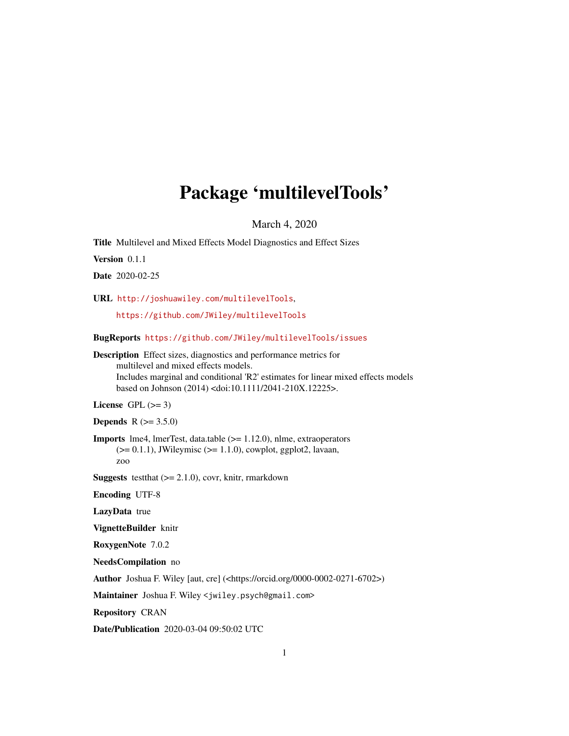# Package 'multilevelTools'

March 4, 2020

**Title** Multilevel and Mixed Effects Model Diagnostics and Effect Sizes

**Version** 0.1.1

**Date** 2020-02-25

**URL** http://joshuawiley.com/multilevelTools,
https://github.com/JWiley/multilevelTools

**BugReports** https://github.com/JWiley/multilevelTools/issues

**Description** Effect sizes, diagnostics and performance metrics for
multilevel and mixed effects models.
Includes marginal and conditional 'R2' estimates for linear mixed effects models
based on Johnson (2014) <doi:10.1111/2041-210X.12225>.

**License** GPL (>= 3)

**Depends** R (>= 3.5.0)

**Imports** lme4, lmerTest, data.table (>= 1.12.0), nlme, extraoperators
(>= 0.1.1), JWileymisc (>= 1.1.0), cowplot, ggplot2, lavaan,
zoo

**Suggests** testthat (>= 2.1.0), covr, knitr, rmarkdown

**Encoding** UTF-8

**LazyData** true

**VignetteBuilder** knitr

**RoxygenNote** 7.0.2

**NeedsCompilation** no

**Author** Joshua F. Wiley [aut, cre] (<https://orcid.org/0000-0002-0271-6702>)

**Maintainer** Joshua F. Wiley <jwiley.psych@gmail.com>

**Repository** CRAN

**Date/Publication** 2020-03-04 09:50:02 UTC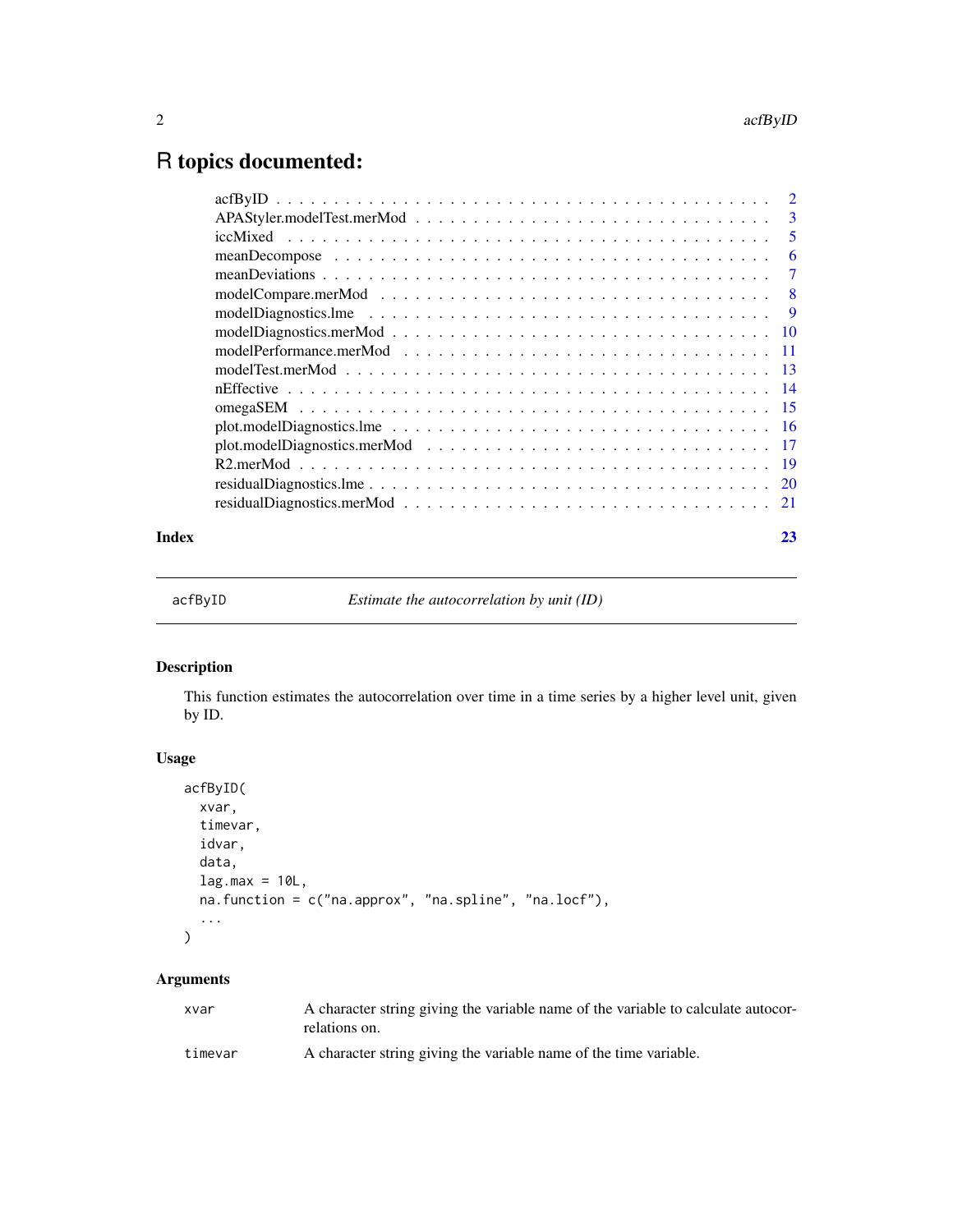# R topics documented:

| | |
|---|---|
| acfByID | 2 |
| APAStyler.modelTest.merMod | 3 |
| iccMixed | 5 |
| meanDecompose | 6 |
| meanDeviations | 7 |
| modelCompare.merMod | 8 |
| modelDiagnostics.lme | 9 |
| modelDiagnostics.merMod | 10 |
| modelPerformance.merMod | 11 |
| modelTest.merMod | 13 |
| nEffective | 14 |
| omegaSEM | 15 |
| plot.modelDiagnostics.lme | 16 |
| plot.modelDiagnostics.merMod | 17 |
| R2.merMod | 19 |
| residualDiagnostics.lme | 20 |
| residualDiagnostics.merMod | 21 |

**Index** 23

---

`acfByID` *Estimate the autocorrelation by unit (ID)*

---

## Description

This function estimates the autocorrelation over time in a time series by a higher level unit, given by ID.

## Usage

```
acfByID(
  xvar,
  timevar,
  idvar,
  data,
  lag.max = 10L,
  na.function = c("na.approx", "na.spline", "na.locf"),
  ...
)
```

## Arguments

| | |
|---|---|
| `xvar` | A character string giving the variable name of the variable to calculate autocorrelations on. |
| `timevar` | A character string giving the variable name of the time variable. |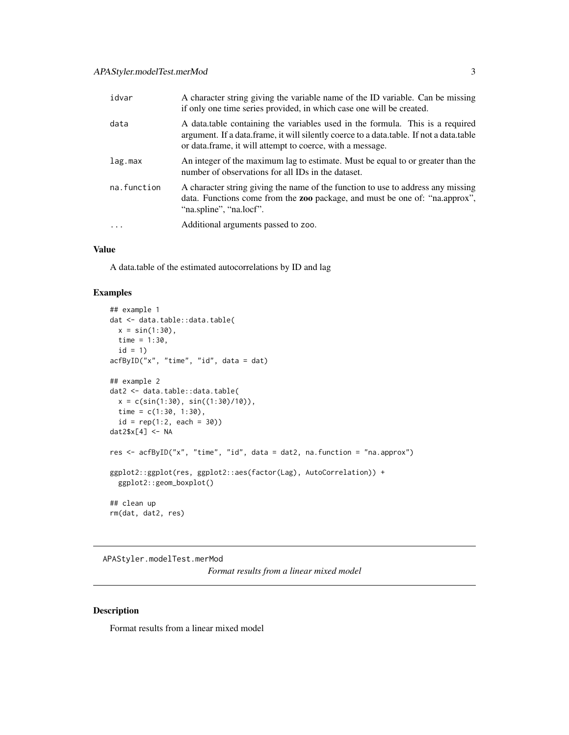| | |
|---|---|
| idvar | A character string giving the variable name of the ID variable. Can be missing if only one time series provided, in which case one will be created. |
| data | A data.table containing the variables used in the formula. This is a required argument. If a data.frame, it will silently coerce to a data.table. If not a data.table or data.frame, it will attempt to coerce, with a message. |
| lag.max | An integer of the maximum lag to estimate. Must be equal to or greater than the number of observations for all IDs in the dataset. |
| na.function | A character string giving the name of the function to use to address any missing data. Functions come from the **zoo** package, and must be one of: "na.approx", "na.spline", "na.locf". |
| ... | Additional arguments passed to zoo. |

## Value

A data.table of the estimated autocorrelations by ID and lag

## Examples

```
## example 1
dat <- data.table::data.table(
  x = sin(1:30),
  time = 1:30,
  id = 1)
acfByID("x", "time", "id", data = dat)

## example 2
dat2 <- data.table::data.table(
  x = c(sin(1:30), sin((1:30)/10)),
  time = c(1:30, 1:30),
  id = rep(1:2, each = 30))
dat2$x[4] <- NA

res <- acfByID("x", "time", "id", data = dat2, na.function = "na.approx")

ggplot2::ggplot(res, ggplot2::aes(factor(Lag), AutoCorrelation)) +
  ggplot2::geom_boxplot()

## clean up
rm(dat, dat2, res)
```

---

APAStyler.modelTest.merMod    *Format results from a linear mixed model*

---

## Description

Format results from a linear mixed model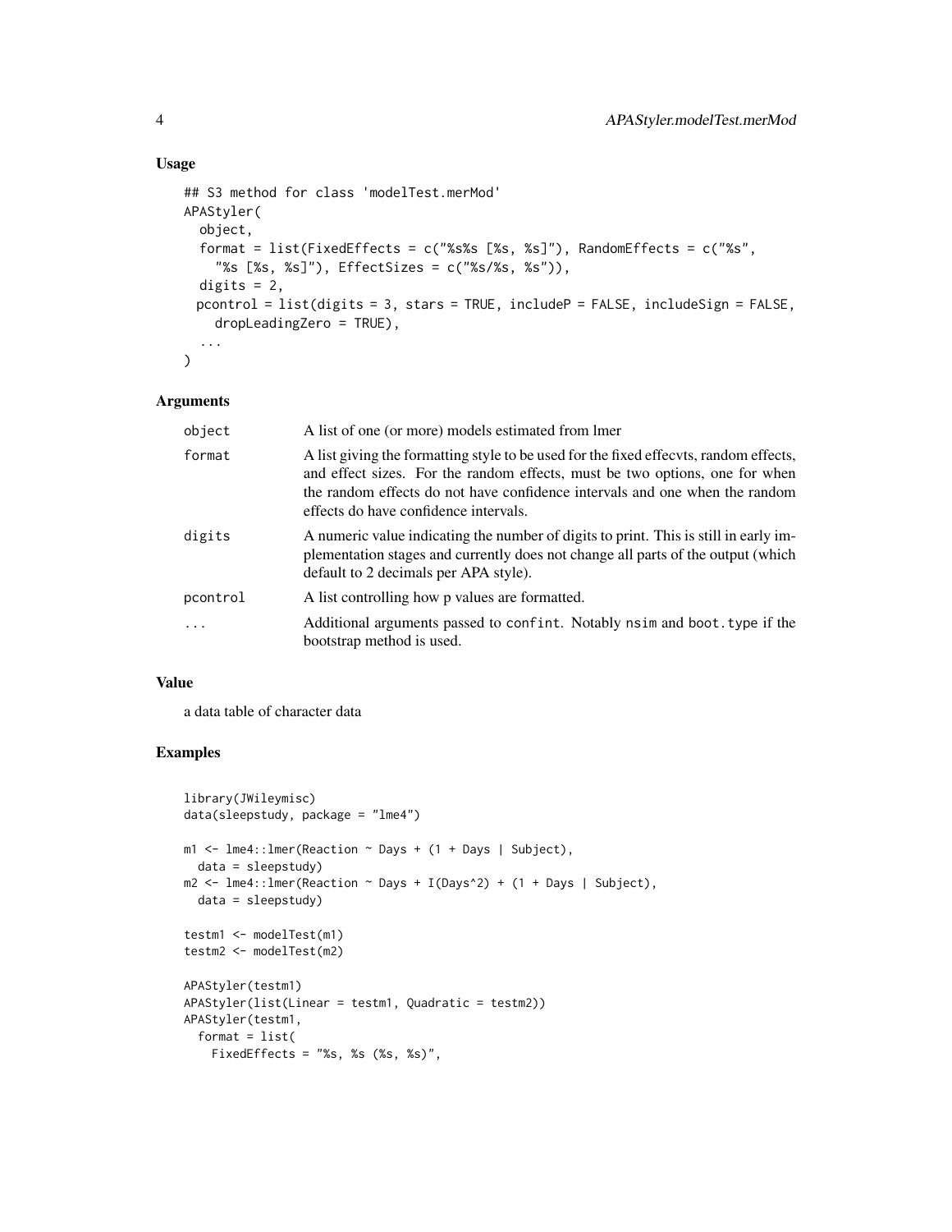## Usage

```
## S3 method for class 'modelTest.merMod'
APAStyler(
  object,
  format = list(FixedEffects = c("%s%s [%s, %s]"), RandomEffects = c("%s",
    "%s [%s, %s]"), EffectSizes = c("%s/%s, %s")),
  digits = 2,
  pcontrol = list(digits = 3, stars = TRUE, includeP = FALSE, includeSign = FALSE,
    dropLeadingZero = TRUE),
  ...
)
```

## Arguments

| | |
|---|---|
| object | A list of one (or more) models estimated from lmer |
| format | A list giving the formatting style to be used for the fixed effecvts, random effects, and effect sizes. For the random effects, must be two options, one for when the random effects do not have confidence intervals and one when the random effects do have confidence intervals. |
| digits | A numeric value indicating the number of digits to print. This is still in early implementation stages and currently does not change all parts of the output (which default to 2 decimals per APA style). |
| pcontrol | A list controlling how p values are formatted. |
| ... | Additional arguments passed to `confint`. Notably `nsim` and `boot.type` if the bootstrap method is used. |

## Value

a data table of character data

## Examples

```
library(JWileymisc)
data(sleepstudy, package = "lme4")

m1 <- lme4::lmer(Reaction ~ Days + (1 + Days | Subject),
  data = sleepstudy)
m2 <- lme4::lmer(Reaction ~ Days + I(Days^2) + (1 + Days | Subject),
  data = sleepstudy)

testm1 <- modelTest(m1)
testm2 <- modelTest(m2)

APAStyler(testm1)
APAStyler(list(Linear = testm1, Quadratic = testm2))
APAStyler(testm1,
  format = list(
    FixedEffects = "%s, %s (%s, %s)",
```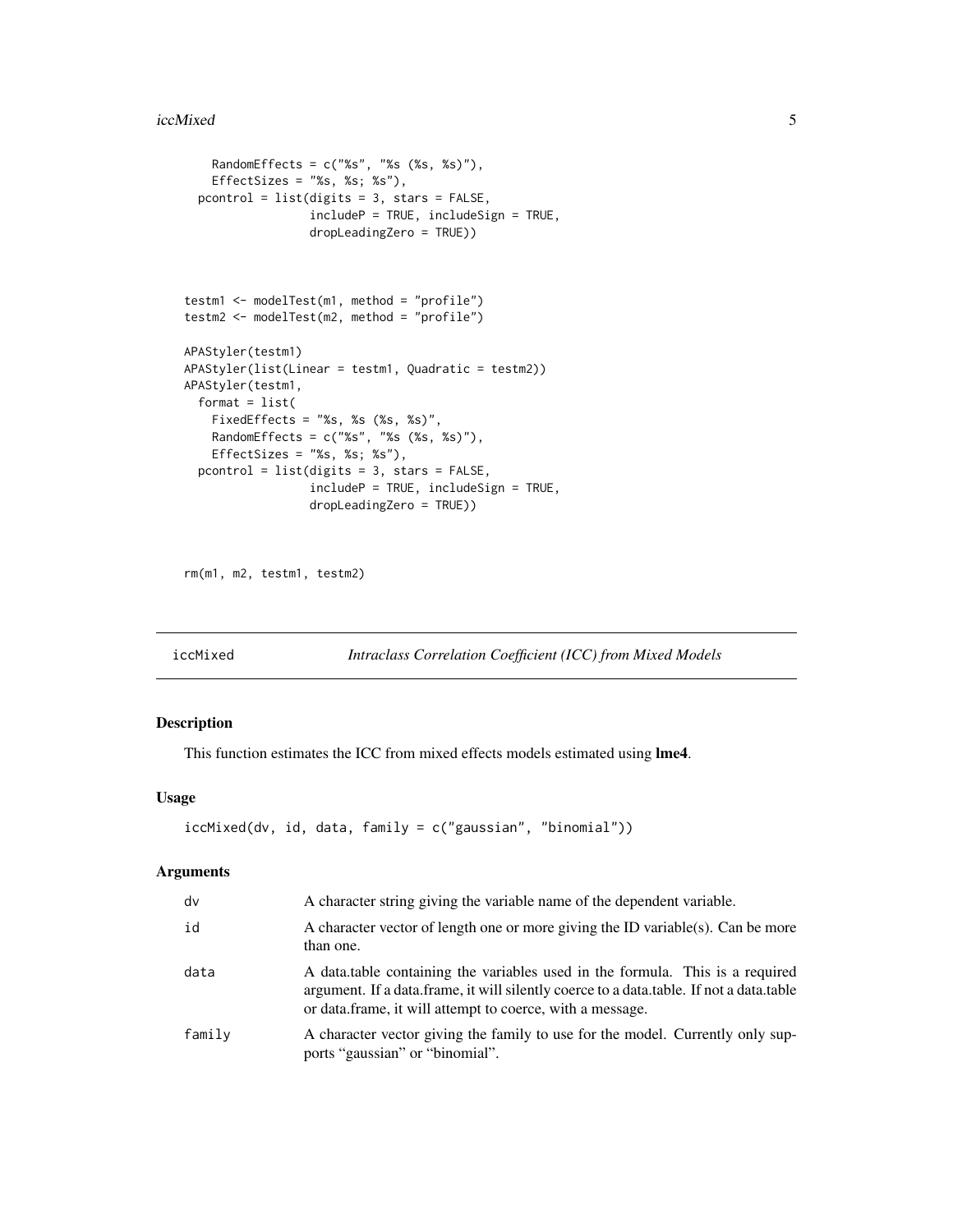```
    RandomEffects = c("%s", "%s (%s, %s)"),
    EffectSizes = "%s, %s; %s"),
  pcontrol = list(digits = 3, stars = FALSE,
                  includeP = TRUE, includeSign = TRUE,
                  dropLeadingZero = TRUE))



testm1 <- modelTest(m1, method = "profile")
testm2 <- modelTest(m2, method = "profile")

APAStyler(testm1)
APAStyler(list(Linear = testm1, Quadratic = testm2))
APAStyler(testm1,
  format = list(
    FixedEffects = "%s, %s (%s, %s)",
    RandomEffects = c("%s", "%s (%s, %s)"),
    EffectSizes = "%s, %s; %s"),
  pcontrol = list(digits = 3, stars = FALSE,
                  includeP = TRUE, includeSign = TRUE,
                  dropLeadingZero = TRUE))



rm(m1, m2, testm1, testm2)
```

## iccMixed — *Intraclass Correlation Coefficient (ICC) from Mixed Models*

### Description

This function estimates the ICC from mixed effects models estimated using **lme4**.

### Usage

```
iccMixed(dv, id, data, family = c("gaussian", "binomial"))
```

### Arguments

| | |
|---|---|
| dv | A character string giving the variable name of the dependent variable. |
| id | A character vector of length one or more giving the ID variable(s). Can be more than one. |
| data | A data.table containing the variables used in the formula. This is a required argument. If a data.frame, it will silently coerce to a data.table. If not a data.table or data.frame, it will attempt to coerce, with a message. |
| family | A character vector giving the family to use for the model. Currently only supports "gaussian" or "binomial". |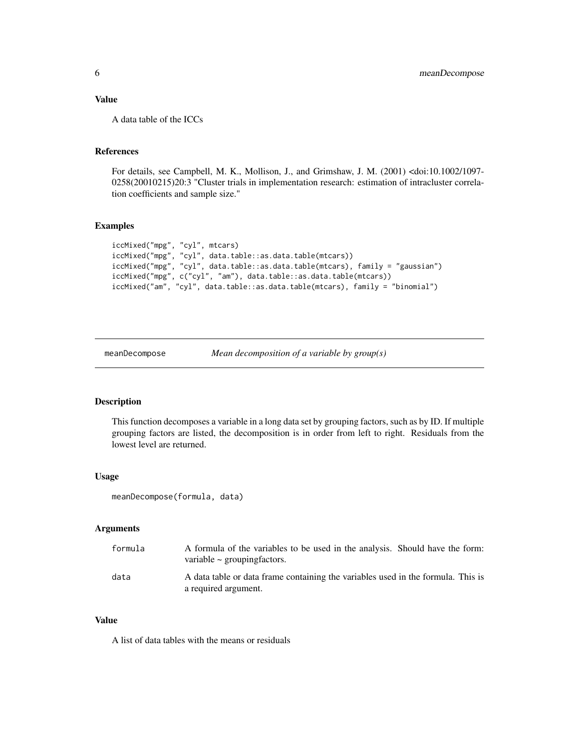### Value

A data table of the ICCs

### References

For details, see Campbell, M. K., Mollison, J., and Grimshaw, J. M. (2001) <doi:10.1002/1097-0258(20010215)20:3 "Cluster trials in implementation research: estimation of intracluster correlation coefficients and sample size."

### Examples

```
iccMixed("mpg", "cyl", mtcars)
iccMixed("mpg", "cyl", data.table::as.data.table(mtcars))
iccMixed("mpg", "cyl", data.table::as.data.table(mtcars), family = "gaussian")
iccMixed("mpg", c("cyl", "am"), data.table::as.data.table(mtcars))
iccMixed("am", "cyl", data.table::as.data.table(mtcars), family = "binomial")
```

---

## meanDecompose — *Mean decomposition of a variable by group(s)*

### Description

This function decomposes a variable in a long data set by grouping factors, such as by ID. If multiple grouping factors are listed, the decomposition is in order from left to right. Residuals from the lowest level are returned.

### Usage

```
meanDecompose(formula, data)
```

### Arguments

| | |
|---|---|
| formula | A formula of the variables to be used in the analysis. Should have the form: variable ~ groupingfactors. |
| data | A data table or data frame containing the variables used in the formula. This is a required argument. |

### Value

A list of data tables with the means or residuals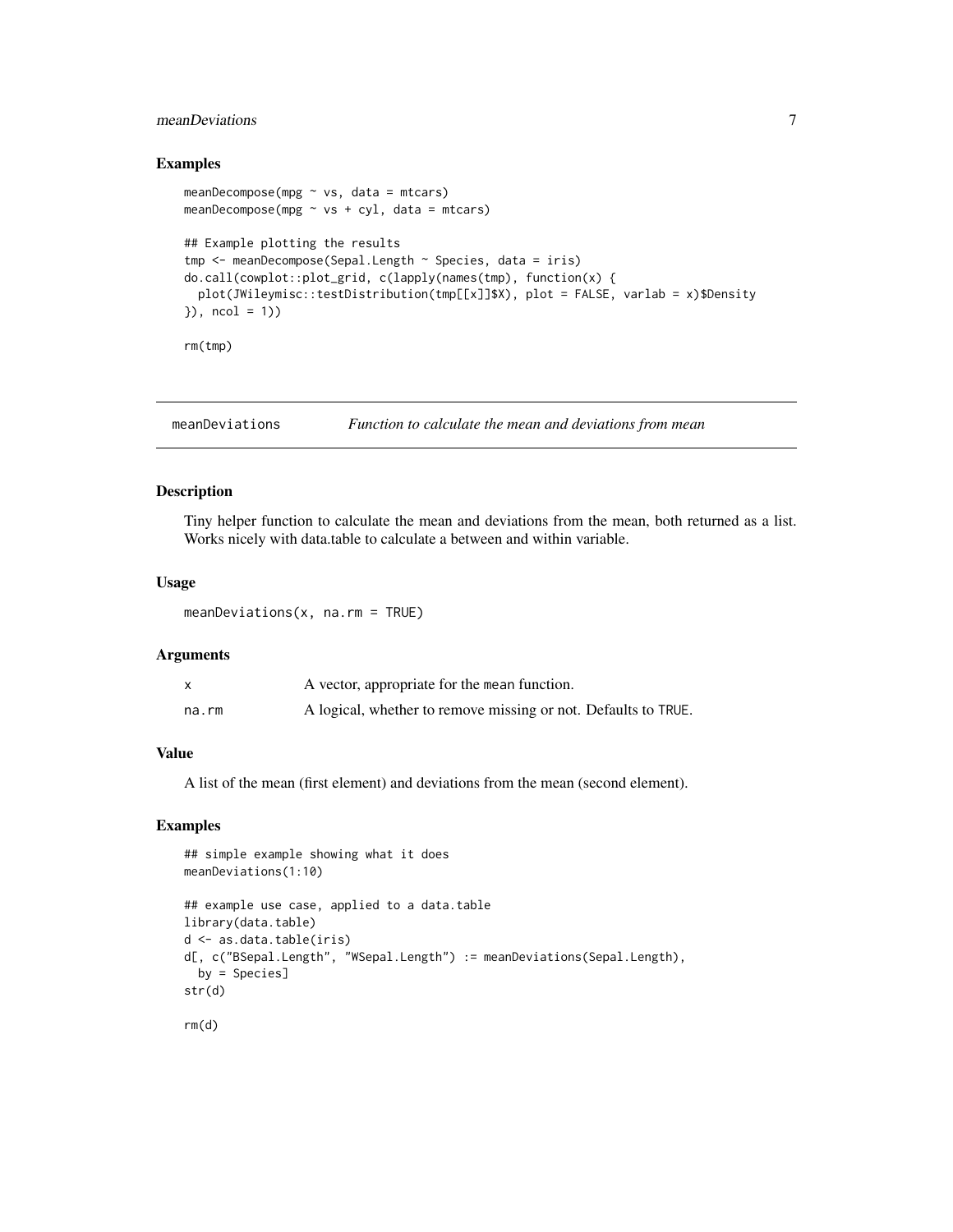### Examples

```
meanDecompose(mpg ~ vs, data = mtcars)
meanDecompose(mpg ~ vs + cyl, data = mtcars)

## Example plotting the results
tmp <- meanDecompose(Sepal.Length ~ Species, data = iris)
do.call(cowplot::plot_grid, c(lapply(names(tmp), function(x) {
  plot(JWileymisc::testDistribution(tmp[[x]]$X), plot = FALSE, varlab = x)$Density
}), ncol = 1))

rm(tmp)
```

---

## meanDeviations — *Function to calculate the mean and deviations from mean*

### Description

Tiny helper function to calculate the mean and deviations from the mean, both returned as a list. Works nicely with data.table to calculate a between and within variable.

### Usage

```
meanDeviations(x, na.rm = TRUE)
```

### Arguments

| | |
|---|---|
| `x` | A vector, appropriate for the `mean` function. |
| `na.rm` | A logical, whether to remove missing or not. Defaults to `TRUE`. |

### Value

A list of the mean (first element) and deviations from the mean (second element).

### Examples

```
## simple example showing what it does
meanDeviations(1:10)

## example use case, applied to a data.table
library(data.table)
d <- as.data.table(iris)
d[, c("BSepal.Length", "WSepal.Length") := meanDeviations(Sepal.Length),
  by = Species]
str(d)

rm(d)
```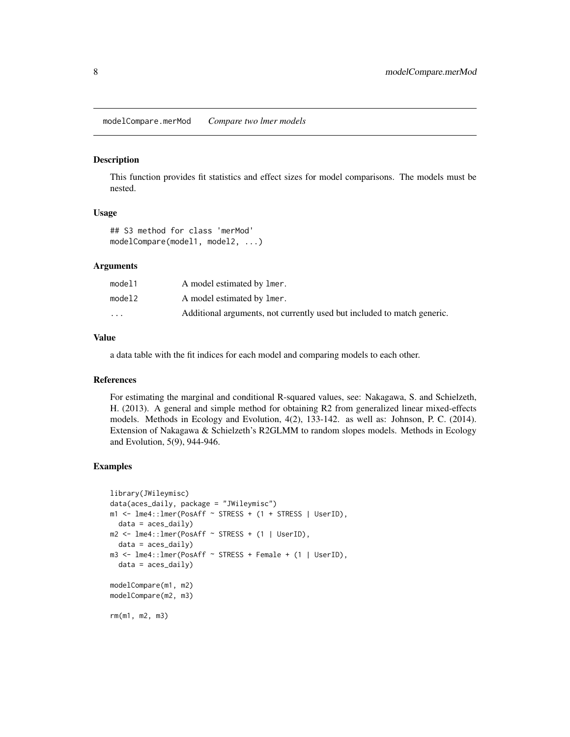## modelCompare.merMod — *Compare two lmer models*

### Description

This function provides fit statistics and effect sizes for model comparisons. The models must be nested.

### Usage

```
## S3 method for class 'merMod'
modelCompare(model1, model2, ...)
```

### Arguments

| | |
|---|---|
| model1 | A model estimated by lmer. |
| model2 | A model estimated by lmer. |
| ... | Additional arguments, not currently used but included to match generic. |

### Value

a data table with the fit indices for each model and comparing models to each other.

### References

For estimating the marginal and conditional R-squared values, see: Nakagawa, S. and Schielzeth, H. (2013). A general and simple method for obtaining R2 from generalized linear mixed-effects models. Methods in Ecology and Evolution, 4(2), 133-142. as well as: Johnson, P. C. (2014). Extension of Nakagawa & Schielzeth's R2GLMM to random slopes models. Methods in Ecology and Evolution, 5(9), 944-946.

### Examples

```
library(JWileymisc)
data(aces_daily, package = "JWileymisc")
m1 <- lme4::lmer(PosAff ~ STRESS + (1 + STRESS | UserID),
  data = aces_daily)
m2 <- lme4::lmer(PosAff ~ STRESS + (1 | UserID),
  data = aces_daily)
m3 <- lme4::lmer(PosAff ~ STRESS + Female + (1 | UserID),
  data = aces_daily)

modelCompare(m1, m2)
modelCompare(m2, m3)

rm(m1, m2, m3)
```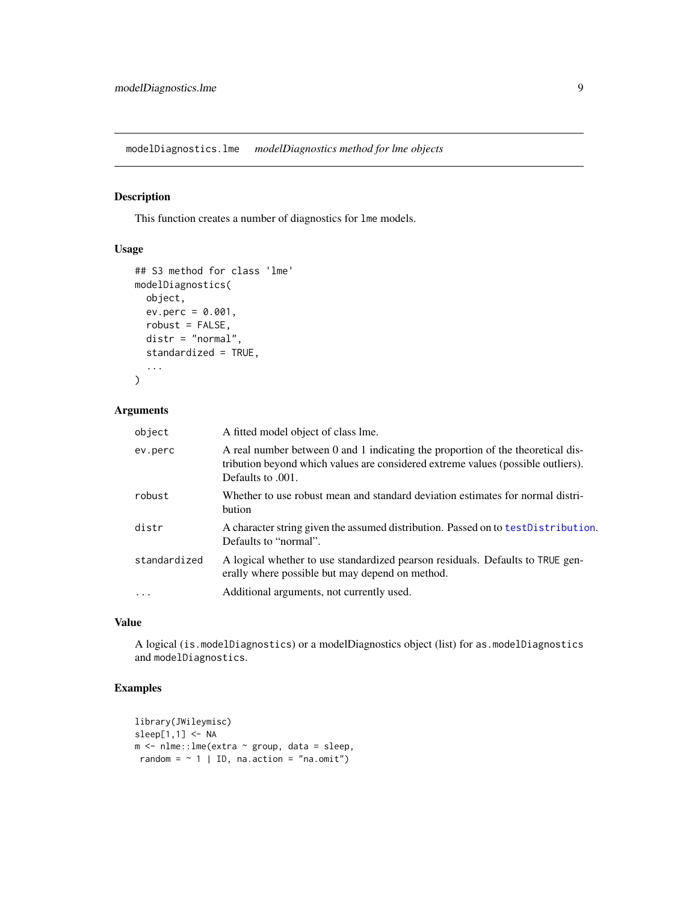# modelDiagnostics.lme *modelDiagnostics method for lme objects*

## Description

This function creates a number of diagnostics for `lme` models.

## Usage

```
## S3 method for class 'lme'
modelDiagnostics(
  object,
  ev.perc = 0.001,
  robust = FALSE,
  distr = "normal",
  standardized = TRUE,
  ...
)
```

## Arguments

| | |
|---|---|
| `object` | A fitted model object of class lme. |
| `ev.perc` | A real number between 0 and 1 indicating the proportion of the theoretical distribution beyond which values are considered extreme values (possible outliers). Defaults to .001. |
| `robust` | Whether to use robust mean and standard deviation estimates for normal distribution |
| `distr` | A character string given the assumed distribution. Passed on to `testDistribution`. Defaults to "normal". |
| `standardized` | A logical whether to use standardized pearson residuals. Defaults to `TRUE` generally where possible but may depend on method. |
| `...` | Additional arguments, not currently used. |

## Value

A logical (`is.modelDiagnostics`) or a modelDiagnostics object (list) for `as.modelDiagnostics` and `modelDiagnostics`.

## Examples

```
library(JWileymisc)
sleep[1,1] <- NA
m <- nlme::lme(extra ~ group, data = sleep,
 random = ~ 1 | ID, na.action = "na.omit")
```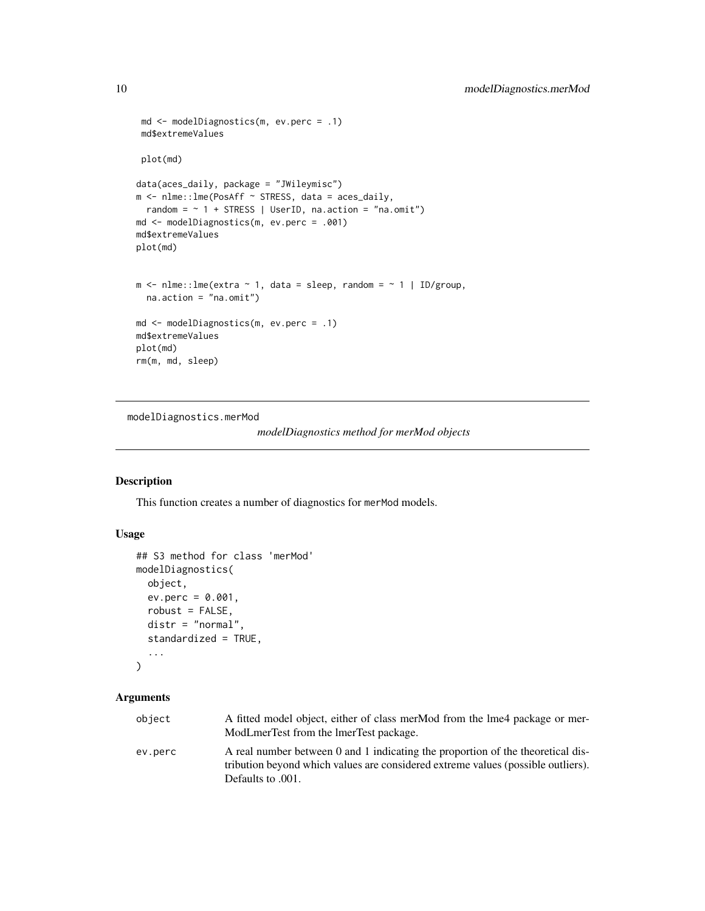```
 md <- modelDiagnostics(m, ev.perc = .1)
 md$extremeValues

 plot(md)

data(aces_daily, package = "JWileymisc")
m <- nlme::lme(PosAff ~ STRESS, data = aces_daily,
  random = ~ 1 + STRESS | UserID, na.action = "na.omit")
md <- modelDiagnostics(m, ev.perc = .001)
md$extremeValues
plot(md)


m <- nlme::lme(extra ~ 1, data = sleep, random = ~ 1 | ID/group,
  na.action = "na.omit")

md <- modelDiagnostics(m, ev.perc = .1)
md$extremeValues
plot(md)
rm(m, md, sleep)
```

## modelDiagnostics.merMod

*modelDiagnostics method for merMod objects*

### Description

This function creates a number of diagnostics for merMod models.

### Usage

```
## S3 method for class 'merMod'
modelDiagnostics(
  object,
  ev.perc = 0.001,
  robust = FALSE,
  distr = "normal",
  standardized = TRUE,
  ...
)
```

### Arguments

| | |
|---|---|
| object | A fitted model object, either of class merMod from the lme4 package or merModLmerTest from the lmerTest package. |
| ev.perc | A real number between 0 and 1 indicating the proportion of the theoretical distribution beyond which values are considered extreme values (possible outliers). Defaults to .001. |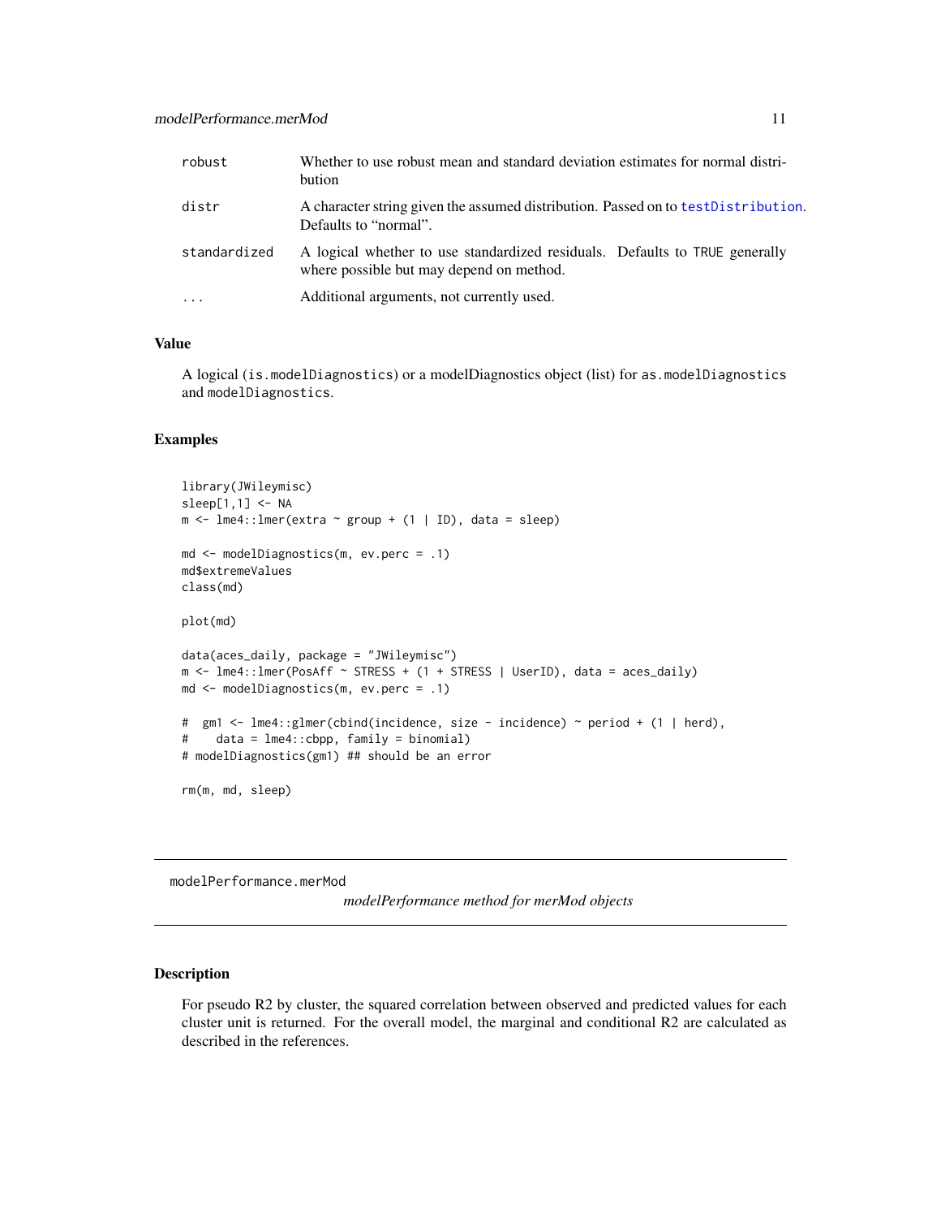| | |
|---|---|
| robust | Whether to use robust mean and standard deviation estimates for normal distribution |
| distr | A character string given the assumed distribution. Passed on to testDistribution. Defaults to "normal". |
| standardized | A logical whether to use standardized residuals. Defaults to TRUE generally where possible but may depend on method. |
| ... | Additional arguments, not currently used. |

### Value

A logical (is.modelDiagnostics) or a modelDiagnostics object (list) for as.modelDiagnostics and modelDiagnostics.

### Examples

```
library(JWileymisc)
sleep[1,1] <- NA
m <- lme4::lmer(extra ~ group + (1 | ID), data = sleep)

md <- modelDiagnostics(m, ev.perc = .1)
md$extremeValues
class(md)

plot(md)

data(aces_daily, package = "JWileymisc")
m <- lme4::lmer(PosAff ~ STRESS + (1 + STRESS | UserID), data = aces_daily)
md <- modelDiagnostics(m, ev.perc = .1)

#  gm1 <- lme4::glmer(cbind(incidence, size - incidence) ~ period + (1 | herd),
#    data = lme4::cbpp, family = binomial)
# modelDiagnostics(gm1) ## should be an error

rm(m, md, sleep)
```

---

## modelPerformance.merMod

*modelPerformance method for merMod objects*

---

### Description

For pseudo R2 by cluster, the squared correlation between observed and predicted values for each cluster unit is returned. For the overall model, the marginal and conditional R2 are calculated as described in the references.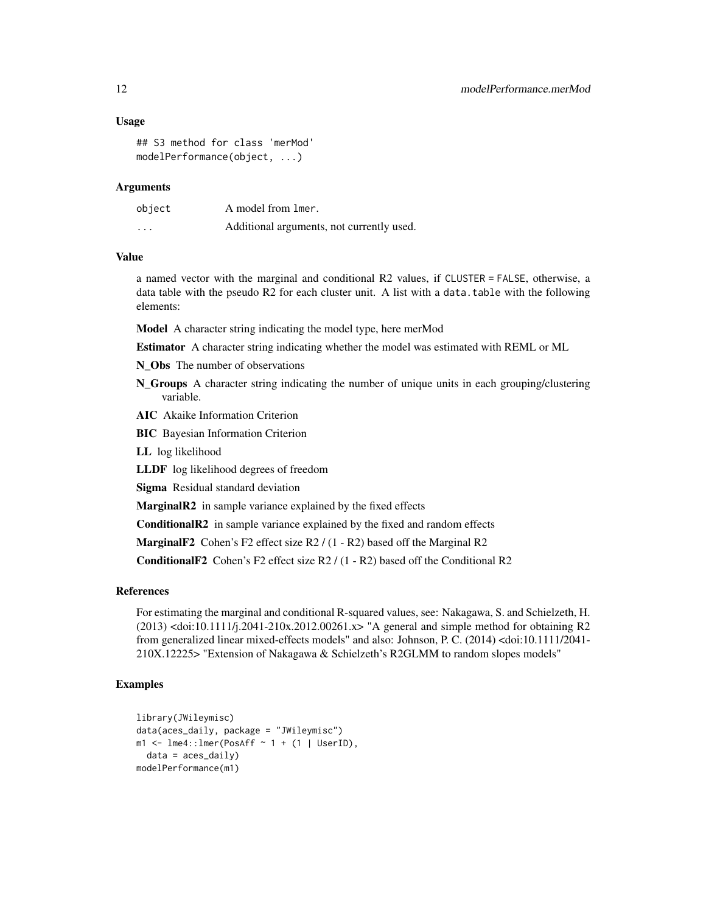### Usage

```
## S3 method for class 'merMod'
modelPerformance(object, ...)
```

### Arguments

| | |
|---|---|
| object | A model from lmer. |
| ... | Additional arguments, not currently used. |

### Value

a named vector with the marginal and conditional R2 values, if CLUSTER = FALSE, otherwise, a data table with the pseudo R2 for each cluster unit. A list with a data.table with the following elements:

**Model** A character string indicating the model type, here merMod

**Estimator** A character string indicating whether the model was estimated with REML or ML

**N_Obs** The number of observations

**N_Groups** A character string indicating the number of unique units in each grouping/clustering variable.

**AIC** Akaike Information Criterion

**BIC** Bayesian Information Criterion

**LL** log likelihood

**LLDF** log likelihood degrees of freedom

**Sigma** Residual standard deviation

**MarginalR2** in sample variance explained by the fixed effects

**ConditionalR2** in sample variance explained by the fixed and random effects

**MarginalF2** Cohen's F2 effect size R2 / (1 - R2) based off the Marginal R2

**ConditionalF2** Cohen's F2 effect size R2 / (1 - R2) based off the Conditional R2

### References

For estimating the marginal and conditional R-squared values, see: Nakagawa, S. and Schielzeth, H. (2013) <doi:10.1111/j.2041-210x.2012.00261.x> "A general and simple method for obtaining R2 from generalized linear mixed-effects models" and also: Johnson, P. C. (2014) <doi:10.1111/2041-210X.12225> "Extension of Nakagawa & Schielzeth's R2GLMM to random slopes models"

### Examples

```
library(JWileymisc)
data(aces_daily, package = "JWileymisc")
m1 <- lme4::lmer(PosAff ~ 1 + (1 | UserID),
  data = aces_daily)
modelPerformance(m1)
```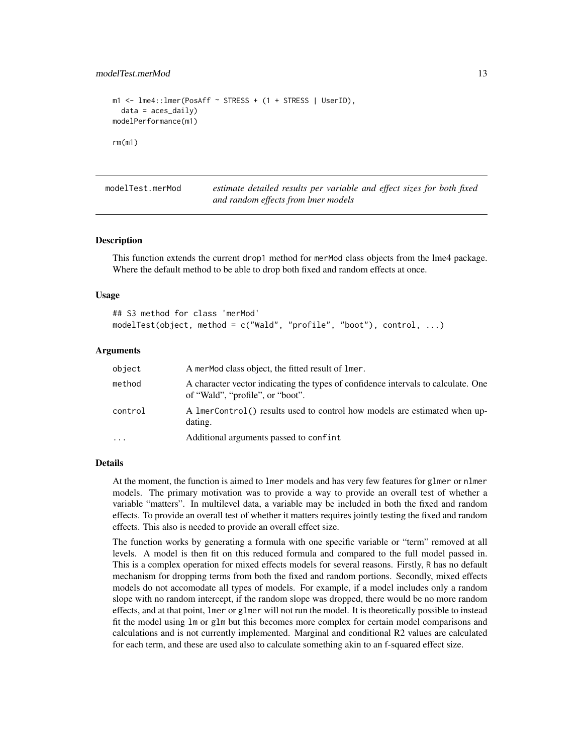```
m1 <- lme4::lmer(PosAff ~ STRESS + (1 + STRESS | UserID),
  data = aces_daily)
modelPerformance(m1)

rm(m1)
```

## modelTest.merMod

*estimate detailed results per variable and effect sizes for both fixed and random effects from lmer models*

### Description

This function extends the current drop1 method for merMod class objects from the lme4 package. Where the default method to be able to drop both fixed and random effects at once.

### Usage

```
## S3 method for class 'merMod'
modelTest(object, method = c("Wald", "profile", "boot"), control, ...)
```

### Arguments

| | |
|---|---|
| object | A merMod class object, the fitted result of lmer. |
| method | A character vector indicating the types of confidence intervals to calculate. One of "Wald", "profile", or "boot". |
| control | A lmerControl() results used to control how models are estimated when updating. |
| ... | Additional arguments passed to confint |

### Details

At the moment, the function is aimed to lmer models and has very few features for glmer or nlmer models. The primary motivation was to provide a way to provide an overall test of whether a variable "matters". In multilevel data, a variable may be included in both the fixed and random effects. To provide an overall test of whether it matters requires jointly testing the fixed and random effects. This also is needed to provide an overall effect size.

The function works by generating a formula with one specific variable or "term" removed at all levels. A model is then fit on this reduced formula and compared to the full model passed in. This is a complex operation for mixed effects models for several reasons. Firstly, R has no default mechanism for dropping terms from both the fixed and random portions. Secondly, mixed effects models do not accomodate all types of models. For example, if a model includes only a random slope with no random intercept, if the random slope was dropped, there would be no more random effects, and at that point, lmer or glmer will not run the model. It is theoretically possible to instead fit the model using lm or glm but this becomes more complex for certain model comparisons and calculations and is not currently implemented. Marginal and conditional R2 values are calculated for each term, and these are used also to calculate something akin to an f-squared effect size.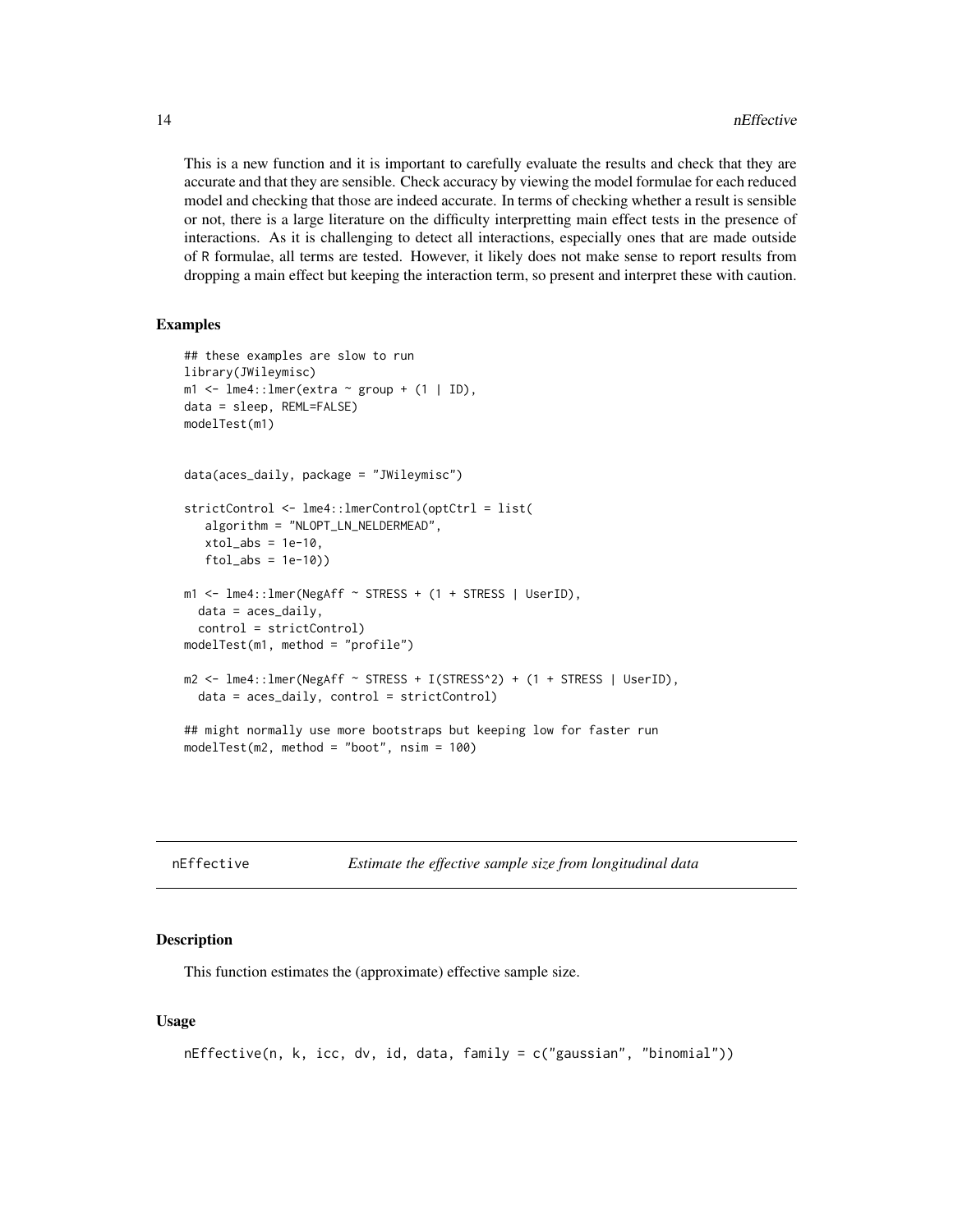This is a new function and it is important to carefully evaluate the results and check that they are accurate and that they are sensible. Check accuracy by viewing the model formulae for each reduced model and checking that those are indeed accurate. In terms of checking whether a result is sensible or not, there is a large literature on the difficulty interpretting main effect tests in the presence of interactions. As it is challenging to detect all interactions, especially ones that are made outside of R formulae, all terms are tested. However, it likely does not make sense to report results from dropping a main effect but keeping the interaction term, so present and interpret these with caution.

### Examples

```
## these examples are slow to run
library(JWileymisc)
m1 <- lme4::lmer(extra ~ group + (1 | ID),
data = sleep, REML=FALSE)
modelTest(m1)


data(aces_daily, package = "JWileymisc")

strictControl <- lme4::lmerControl(optCtrl = list(
   algorithm = "NLOPT_LN_NELDERMEAD",
   xtol_abs = 1e-10,
   ftol_abs = 1e-10))

m1 <- lme4::lmer(NegAff ~ STRESS + (1 + STRESS | UserID),
  data = aces_daily,
  control = strictControl)
modelTest(m1, method = "profile")

m2 <- lme4::lmer(NegAff ~ STRESS + I(STRESS^2) + (1 + STRESS | UserID),
  data = aces_daily, control = strictControl)

## might normally use more bootstraps but keeping low for faster run
modelTest(m2, method = "boot", nsim = 100)
```

---

## nEffective — *Estimate the effective sample size from longitudinal data*

### Description

This function estimates the (approximate) effective sample size.

### Usage

```
nEffective(n, k, icc, dv, id, data, family = c("gaussian", "binomial"))
```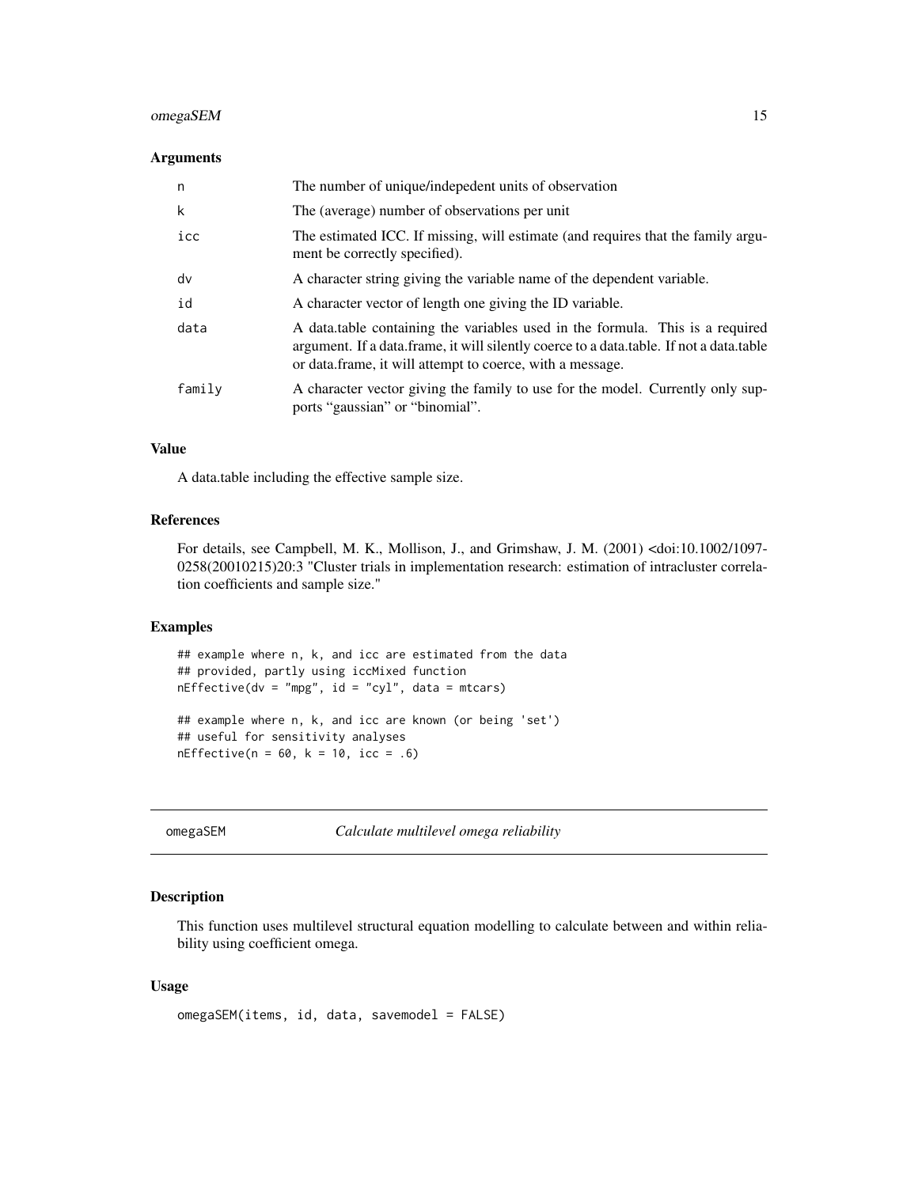### Arguments

| | |
|---|---|
| n | The number of unique/indepedent units of observation |
| k | The (average) number of observations per unit |
| icc | The estimated ICC. If missing, will estimate (and requires that the family argument be correctly specified). |
| dv | A character string giving the variable name of the dependent variable. |
| id | A character vector of length one giving the ID variable. |
| data | A data.table containing the variables used in the formula. This is a required argument. If a data.frame, it will silently coerce to a data.table. If not a data.table or data.frame, it will attempt to coerce, with a message. |
| family | A character vector giving the family to use for the model. Currently only supports "gaussian" or "binomial". |

### Value

A data.table including the effective sample size.

### References

For details, see Campbell, M. K., Mollison, J., and Grimshaw, J. M. (2001) <doi:10.1002/1097-0258(20010215)20:3 "Cluster trials in implementation research: estimation of intracluster correlation coefficients and sample size."

### Examples

```
## example where n, k, and icc are estimated from the data
## provided, partly using iccMixed function
nEffective(dv = "mpg", id = "cyl", data = mtcars)

## example where n, k, and icc are known (or being 'set')
## useful for sensitivity analyses
nEffective(n = 60, k = 10, icc = .6)
```

---

## omegaSEM — *Calculate multilevel omega reliability*

### Description

This function uses multilevel structural equation modelling to calculate between and within reliability using coefficient omega.

### Usage

```
omegaSEM(items, id, data, savemodel = FALSE)
```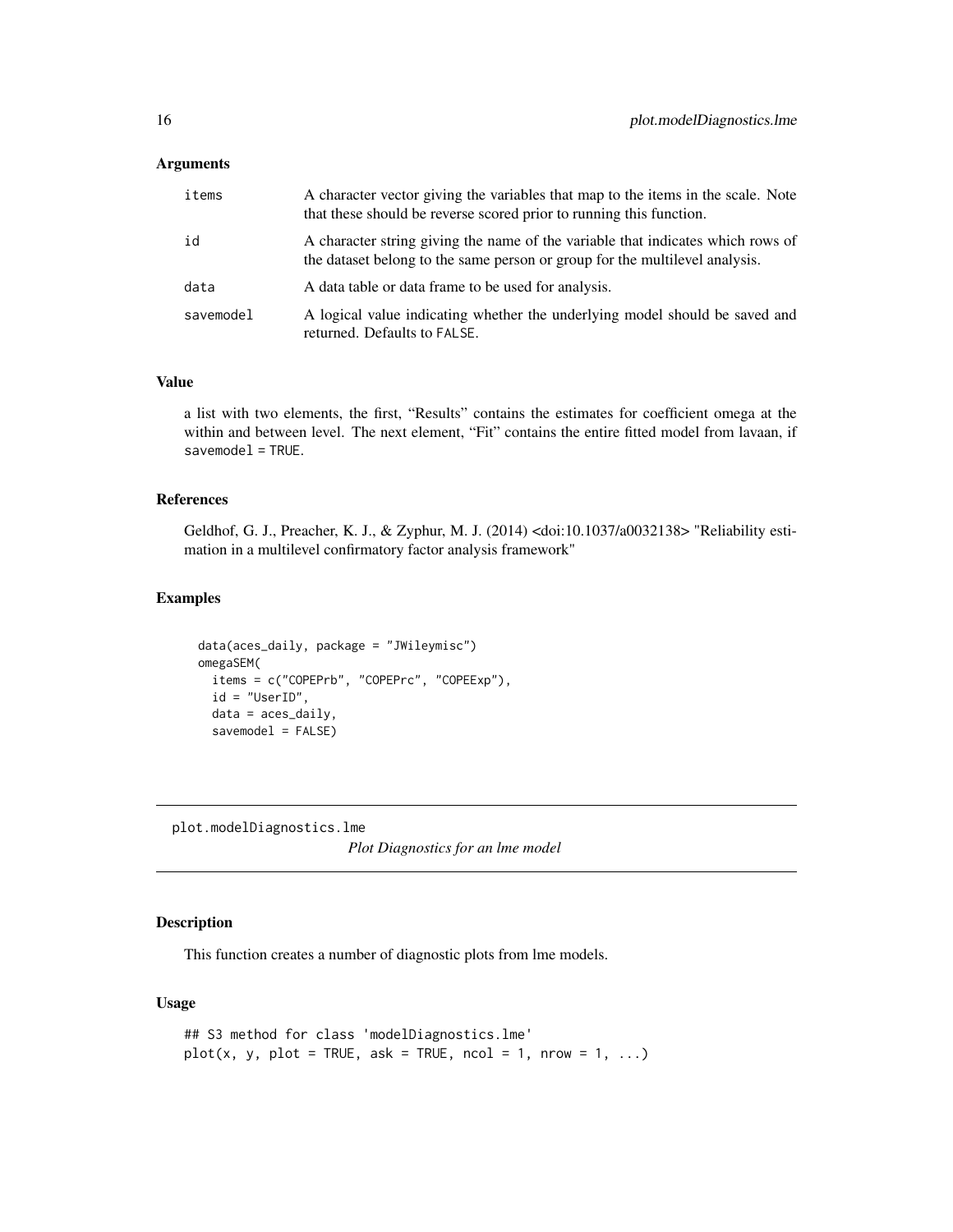### Arguments

| | |
|---|---|
| items | A character vector giving the variables that map to the items in the scale. Note that these should be reverse scored prior to running this function. |
| id | A character string giving the name of the variable that indicates which rows of the dataset belong to the same person or group for the multilevel analysis. |
| data | A data table or data frame to be used for analysis. |
| savemodel | A logical value indicating whether the underlying model should be saved and returned. Defaults to FALSE. |

### Value

a list with two elements, the first, “Results” contains the estimates for coefficient omega at the within and between level. The next element, “Fit” contains the entire fitted model from lavaan, if savemodel = TRUE.

### References

Geldhof, G. J., Preacher, K. J., & Zyphur, M. J. (2014) <doi:10.1037/a0032138> "Reliability estimation in a multilevel confirmatory factor analysis framework"

### Examples

```
data(aces_daily, package = "JWileymisc")
omegaSEM(
  items = c("COPEPrb", "COPEPrc", "COPEExp"),
  id = "UserID",
  data = aces_daily,
  savemodel = FALSE)
```

---

## plot.modelDiagnostics.lme

*Plot Diagnostics for an lme model*

---

### Description

This function creates a number of diagnostic plots from lme models.

### Usage

```
## S3 method for class 'modelDiagnostics.lme'
plot(x, y, plot = TRUE, ask = TRUE, ncol = 1, nrow = 1, ...)
```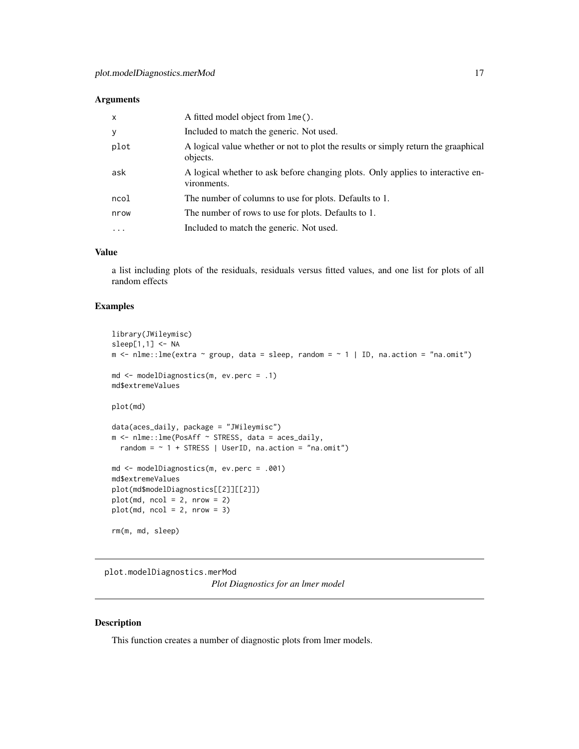### Arguments

| | |
|---|---|
| x | A fitted model object from lme(). |
| y | Included to match the generic. Not used. |
| plot | A logical value whether or not to plot the results or simply return the graaphical objects. |
| ask | A logical whether to ask before changing plots. Only applies to interactive environments. |
| ncol | The number of columns to use for plots. Defaults to 1. |
| nrow | The number of rows to use for plots. Defaults to 1. |
| ... | Included to match the generic. Not used. |

### Value

a list including plots of the residuals, residuals versus fitted values, and one list for plots of all random effects

### Examples

```
library(JWileymisc)
sleep[1,1] <- NA
m <- nlme::lme(extra ~ group, data = sleep, random = ~ 1 | ID, na.action = "na.omit")

md <- modelDiagnostics(m, ev.perc = .1)
md$extremeValues

plot(md)

data(aces_daily, package = "JWileymisc")
m <- nlme::lme(PosAff ~ STRESS, data = aces_daily,
  random = ~ 1 + STRESS | UserID, na.action = "na.omit")

md <- modelDiagnostics(m, ev.perc = .001)
md$extremeValues
plot(md$modelDiagnostics[[2]][[2]])
plot(md, ncol = 2, nrow = 2)
plot(md, ncol = 2, nrow = 3)

rm(m, md, sleep)
```

---

## plot.modelDiagnostics.merMod

*Plot Diagnostics for an lmer model*

---

### Description

This function creates a number of diagnostic plots from lmer models.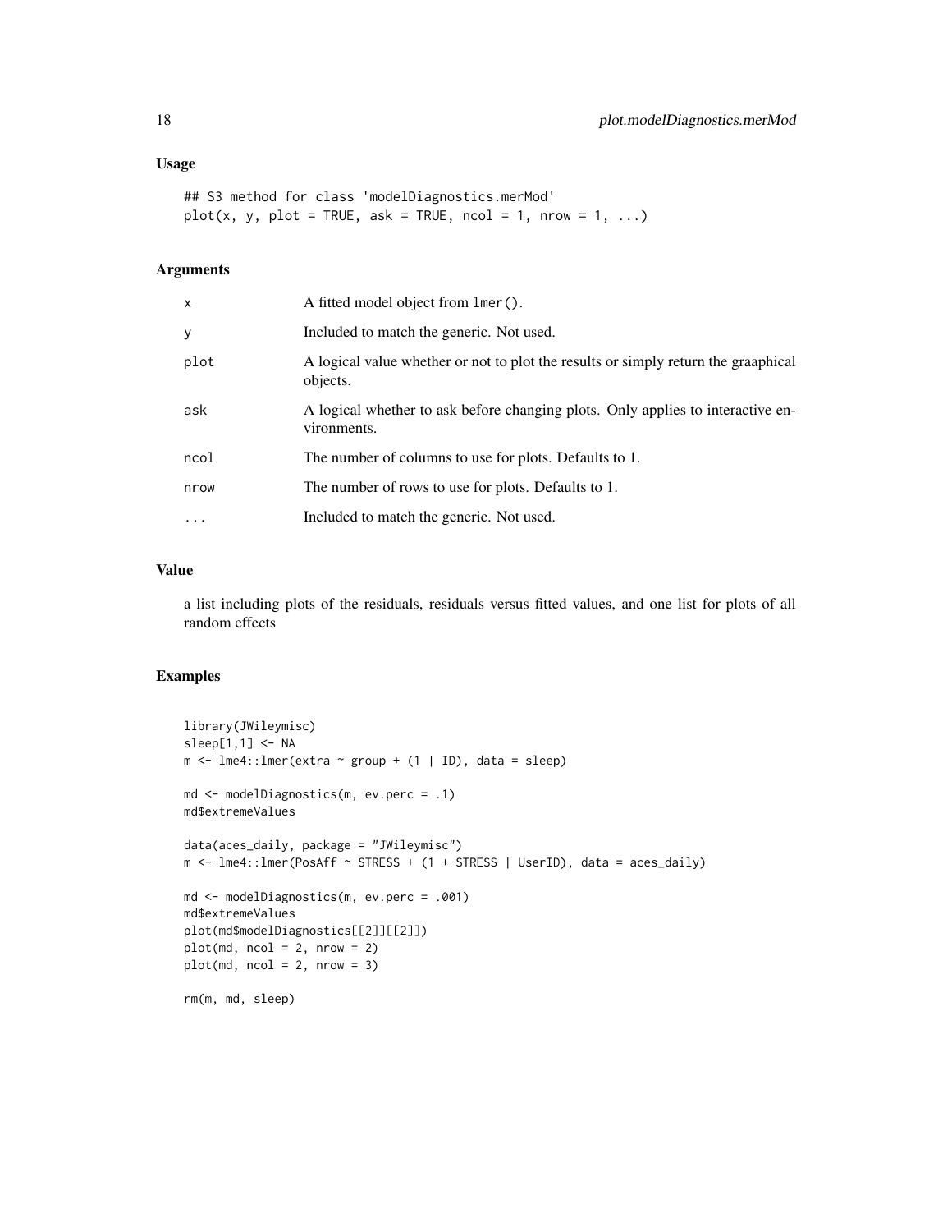### Usage

```
## S3 method for class 'modelDiagnostics.merMod'
plot(x, y, plot = TRUE, ask = TRUE, ncol = 1, nrow = 1, ...)
```

### Arguments

| | |
|---|---|
| x | A fitted model object from lmer(). |
| y | Included to match the generic. Not used. |
| plot | A logical value whether or not to plot the results or simply return the graaphical objects. |
| ask | A logical whether to ask before changing plots. Only applies to interactive environments. |
| ncol | The number of columns to use for plots. Defaults to 1. |
| nrow | The number of rows to use for plots. Defaults to 1. |
| ... | Included to match the generic. Not used. |

### Value

a list including plots of the residuals, residuals versus fitted values, and one list for plots of all random effects

### Examples

```
library(JWileymisc)
sleep[1,1] <- NA
m <- lme4::lmer(extra ~ group + (1 | ID), data = sleep)

md <- modelDiagnostics(m, ev.perc = .1)
md$extremeValues

data(aces_daily, package = "JWileymisc")
m <- lme4::lmer(PosAff ~ STRESS + (1 + STRESS | UserID), data = aces_daily)

md <- modelDiagnostics(m, ev.perc = .001)
md$extremeValues
plot(md$modelDiagnostics[[2]][[2]])
plot(md, ncol = 2, nrow = 2)
plot(md, ncol = 2, nrow = 3)

rm(m, md, sleep)
```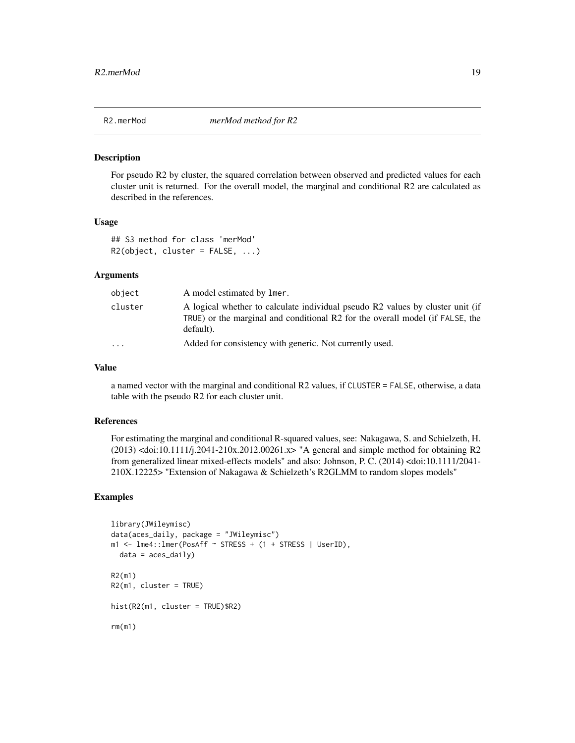# R2.merMod — *merMod method for R2*

## Description

For pseudo R2 by cluster, the squared correlation between observed and predicted values for each cluster unit is returned. For the overall model, the marginal and conditional R2 are calculated as described in the references.

## Usage

```
## S3 method for class 'merMod'
R2(object, cluster = FALSE, ...)
```

## Arguments

| | |
|---|---|
| `object` | A model estimated by `lmer`. |
| `cluster` | A logical whether to calculate individual pseudo R2 values by cluster unit (if `TRUE`) or the marginal and conditional R2 for the overall model (if `FALSE`, the default). |
| `...` | Added for consistency with generic. Not currently used. |

## Value

a named vector with the marginal and conditional R2 values, if `CLUSTER = FALSE`, otherwise, a data table with the pseudo R2 for each cluster unit.

## References

For estimating the marginal and conditional R-squared values, see: Nakagawa, S. and Schielzeth, H. (2013) <doi:10.1111/j.2041-210x.2012.00261.x> "A general and simple method for obtaining R2 from generalized linear mixed-effects models" and also: Johnson, P. C. (2014) <doi:10.1111/2041-210X.12225> "Extension of Nakagawa & Schielzeth's R2GLMM to random slopes models"

## Examples

```
library(JWileymisc)
data(aces_daily, package = "JWileymisc")
m1 <- lme4::lmer(PosAff ~ STRESS + (1 + STRESS | UserID),
  data = aces_daily)

R2(m1)
R2(m1, cluster = TRUE)

hist(R2(m1, cluster = TRUE)$R2)

rm(m1)
```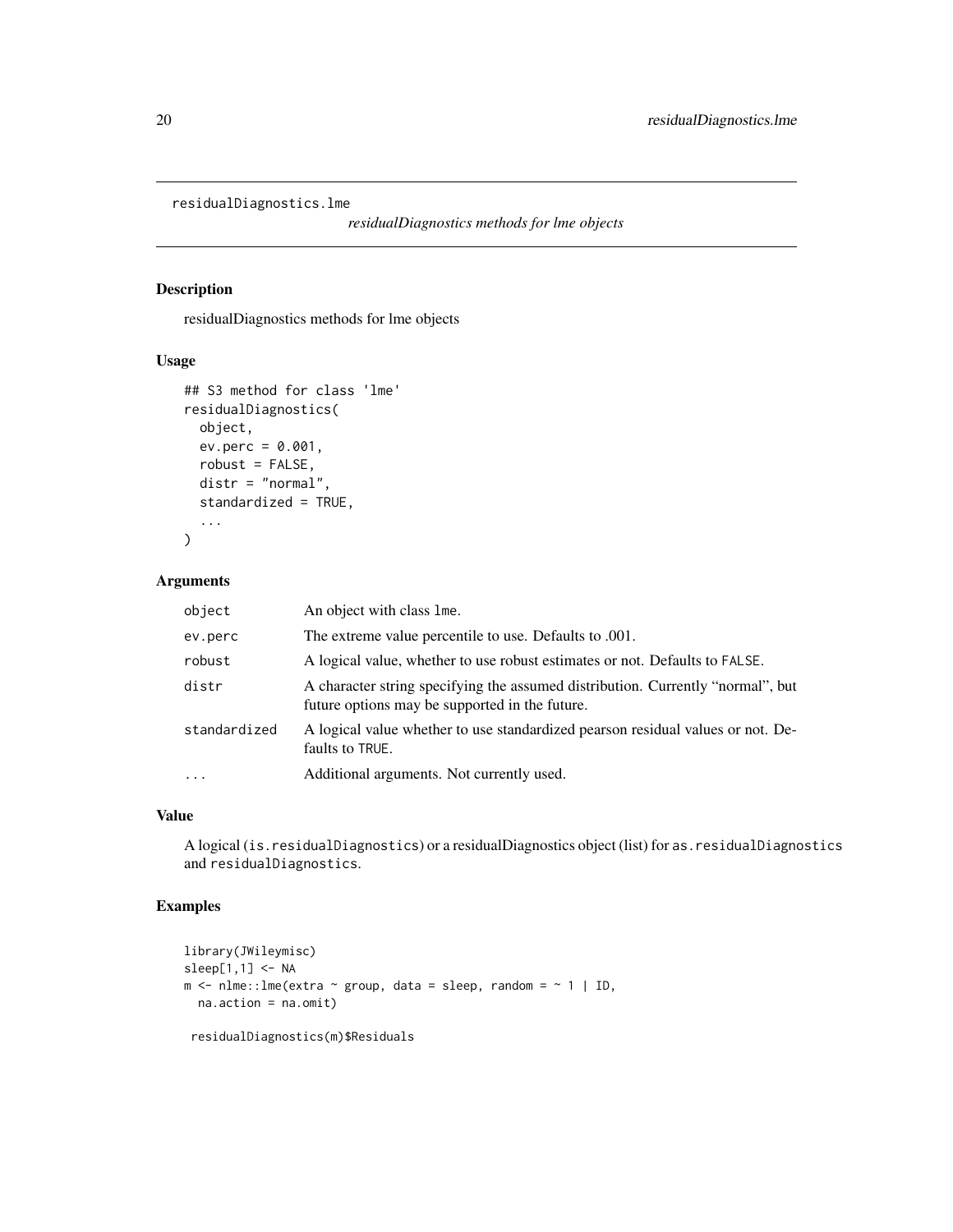`residualDiagnostics.lme`

*residualDiagnostics methods for lme objects*

## Description

residualDiagnostics methods for lme objects

## Usage

```
## S3 method for class 'lme'
residualDiagnostics(
  object,
  ev.perc = 0.001,
  robust = FALSE,
  distr = "normal",
  standardized = TRUE,
  ...
)
```

## Arguments

| | |
|---|---|
| `object` | An object with class `lme`. |
| `ev.perc` | The extreme value percentile to use. Defaults to .001. |
| `robust` | A logical value, whether to use robust estimates or not. Defaults to `FALSE`. |
| `distr` | A character string specifying the assumed distribution. Currently “normal”, but future options may be supported in the future. |
| `standardized` | A logical value whether to use standardized pearson residual values or not. Defaults to `TRUE`. |
| `...` | Additional arguments. Not currently used. |

## Value

A logical (`is.residualDiagnostics`) or a residualDiagnostics object (list) for `as.residualDiagnostics` and `residualDiagnostics`.

## Examples

```
library(JWileymisc)
sleep[1,1] <- NA
m <- nlme::lme(extra ~ group, data = sleep, random = ~ 1 | ID,
  na.action = na.omit)

 residualDiagnostics(m)$Residuals
```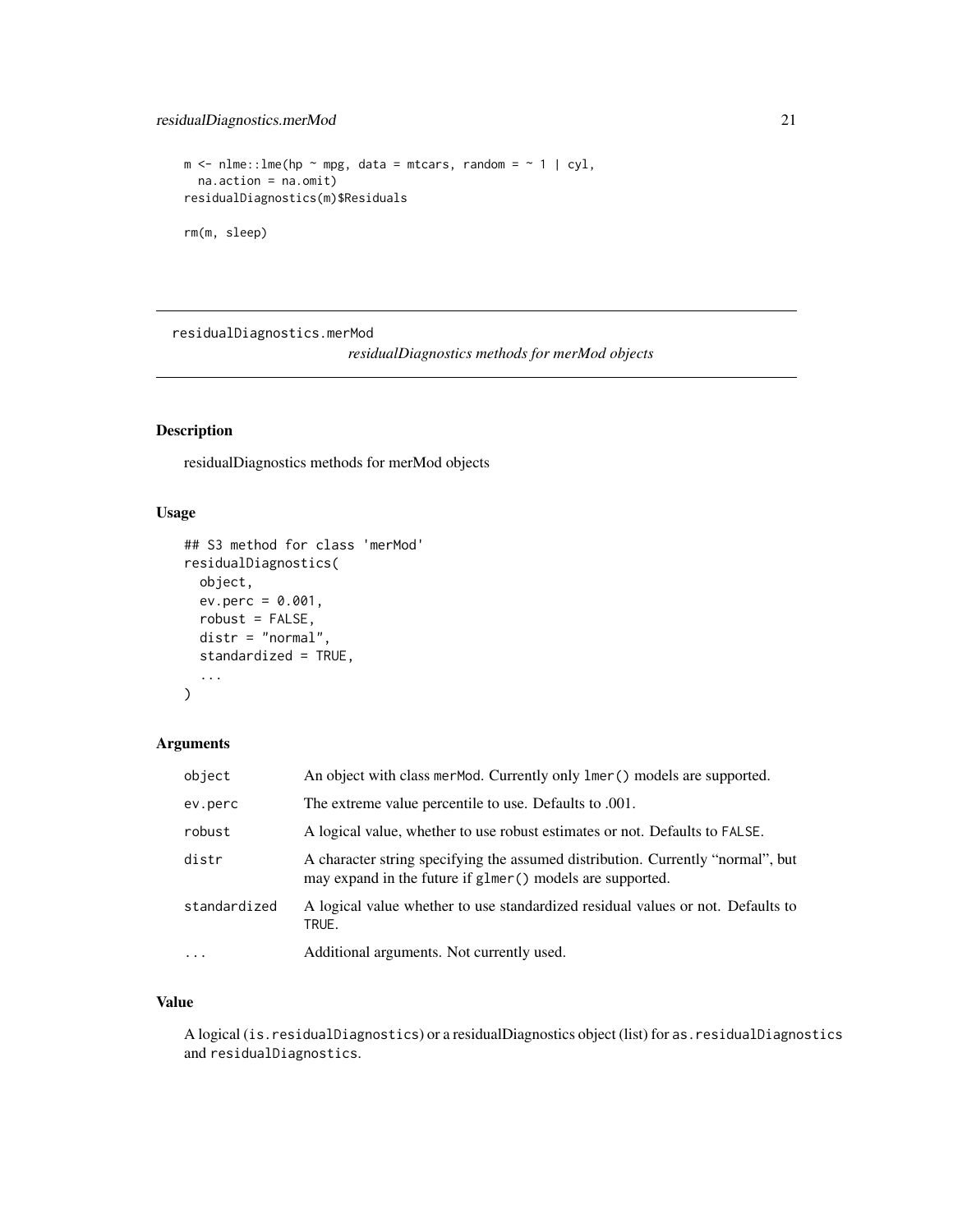```
m <- nlme::lme(hp ~ mpg, data = mtcars, random = ~ 1 | cyl,
  na.action = na.omit)
residualDiagnostics(m)$Residuals

rm(m, sleep)
```

## residualDiagnostics.merMod

*residualDiagnostics methods for merMod objects*

### Description

residualDiagnostics methods for merMod objects

### Usage

```
## S3 method for class 'merMod'
residualDiagnostics(
  object,
  ev.perc = 0.001,
  robust = FALSE,
  distr = "normal",
  standardized = TRUE,
  ...
)
```

### Arguments

| | |
|---|---|
| `object` | An object with class `merMod`. Currently only `lmer()` models are supported. |
| `ev.perc` | The extreme value percentile to use. Defaults to .001. |
| `robust` | A logical value, whether to use robust estimates or not. Defaults to `FALSE`. |
| `distr` | A character string specifying the assumed distribution. Currently "normal", but may expand in the future if `glmer()` models are supported. |
| `standardized` | A logical value whether to use standardized residual values or not. Defaults to `TRUE`. |
| `...` | Additional arguments. Not currently used. |

### Value

A logical (`is.residualDiagnostics`) or a residualDiagnostics object (list) for `as.residualDiagnostics` and `residualDiagnostics`.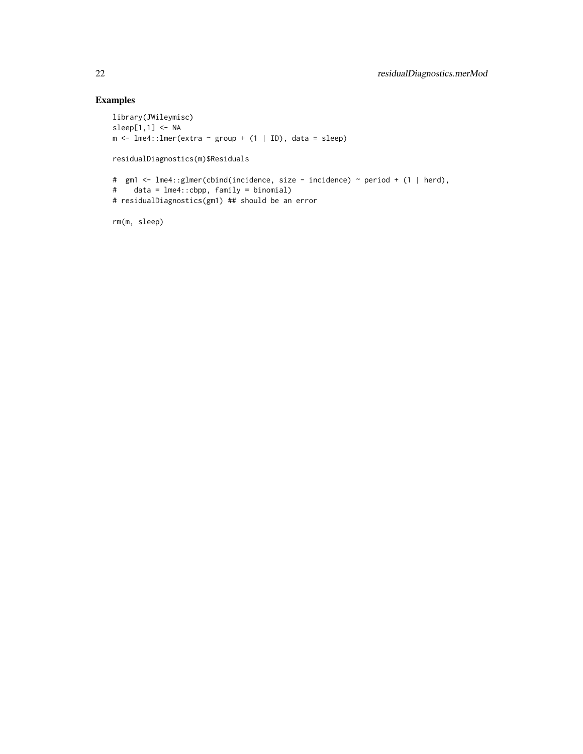## Examples

```
library(JWileymisc)
sleep[1,1] <- NA
m <- lme4::lmer(extra ~ group + (1 | ID), data = sleep)

residualDiagnostics(m)$Residuals

#  gm1 <- lme4::glmer(cbind(incidence, size - incidence) ~ period + (1 | herd),
#    data = lme4::cbpp, family = binomial)
# residualDiagnostics(gm1) ## should be an error

rm(m, sleep)
```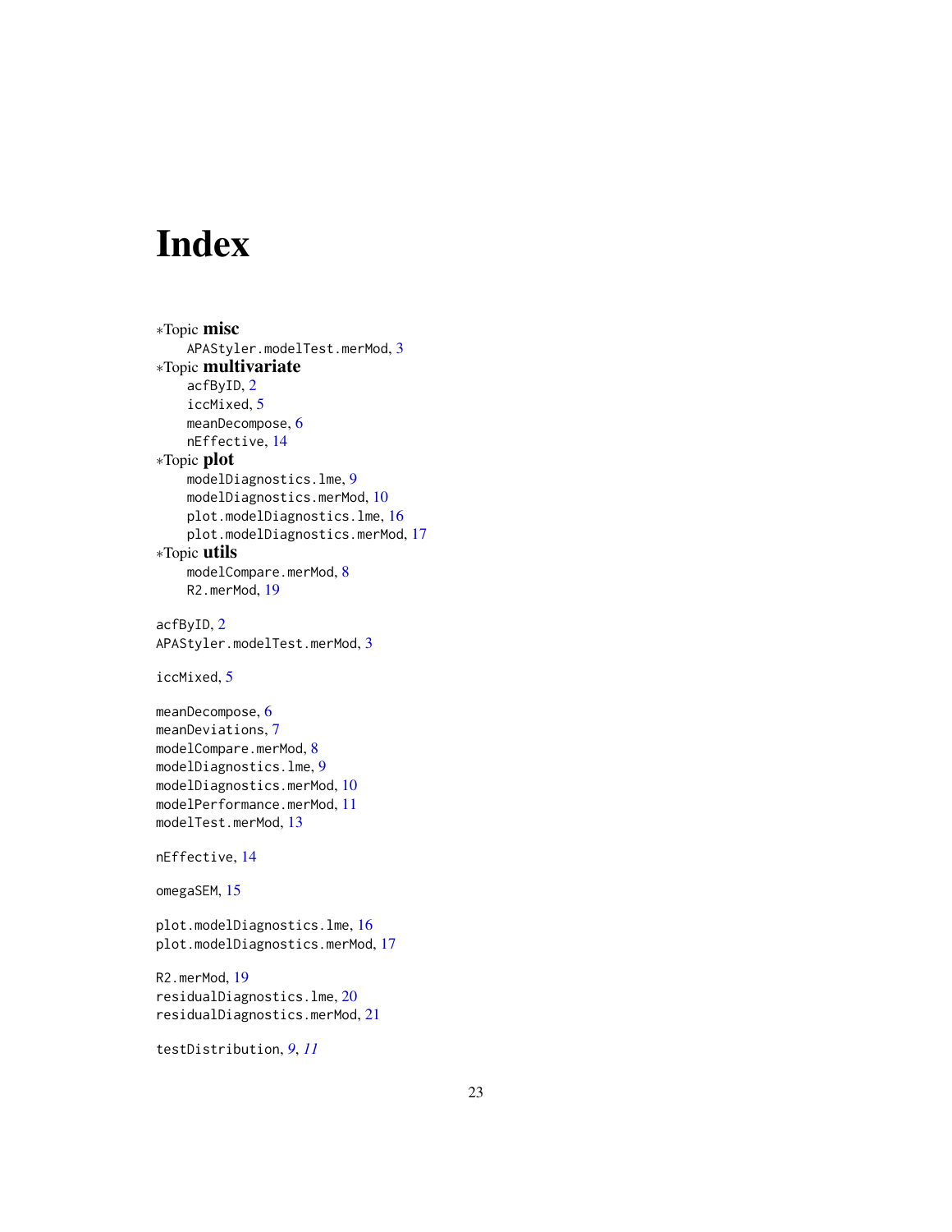# Index

∗Topic **misc**
    APAStyler.modelTest.merMod, 3
∗Topic **multivariate**
    acfByID, 2
    iccMixed, 5
    meanDecompose, 6
    nEffective, 14
∗Topic **plot**
    modelDiagnostics.lme, 9
    modelDiagnostics.merMod, 10
    plot.modelDiagnostics.lme, 16
    plot.modelDiagnostics.merMod, 17
∗Topic **utils**
    modelCompare.merMod, 8
    R2.merMod, 19

acfByID, 2
APAStyler.modelTest.merMod, 3

iccMixed, 5

meanDecompose, 6
meanDeviations, 7
modelCompare.merMod, 8
modelDiagnostics.lme, 9
modelDiagnostics.merMod, 10
modelPerformance.merMod, 11
modelTest.merMod, 13

nEffective, 14

omegaSEM, 15

plot.modelDiagnostics.lme, 16
plot.modelDiagnostics.merMod, 17

R2.merMod, 19
residualDiagnostics.lme, 20
residualDiagnostics.merMod, 21

testDistribution, *9*, *11*